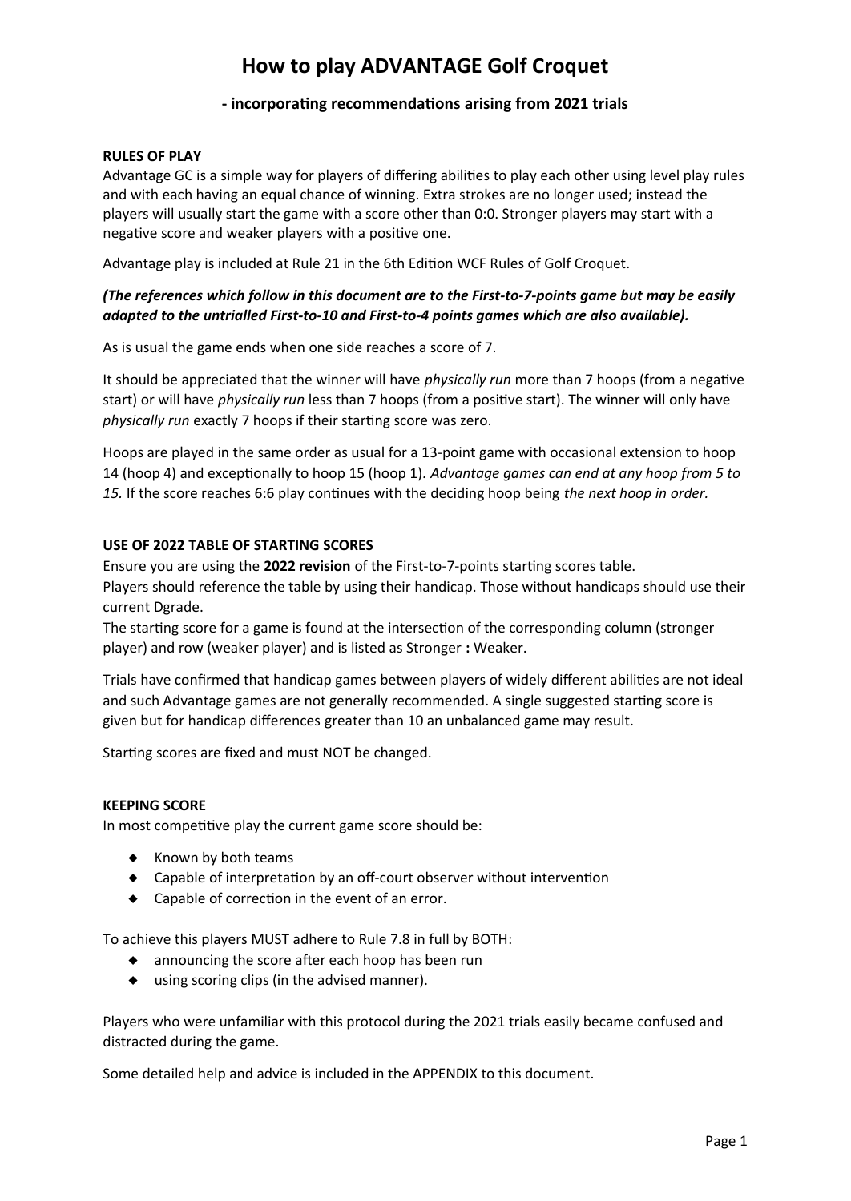# How to play ADVANTAGE Golf Croquet

### - incorporating recommendations arising from 2021 trials

**RULES OF PLAY**

Advantage GC is a simple way for players of differing abilities to play each other using level play rules and with each having an equal chance of winning. Extra strokes are no longer used; instead the players will usually start the game with a score other than 0:0. Stronger players may start with a negative score and weaker players with a positive one.

Advantage play is included at Rule 21 in the 6th Edition WCF Rules of Golf Croquet.

***(The references which follow in this document are to the First-to-7-points game but may be easily adapted to the untrialled First-to-10 and First-to-4 points games which are also available).***

As is usual the game ends when one side reaches a score of 7.

It should be appreciated that the winner will have *physically run* more than 7 hoops (from a negative start) or will have *physically run* less than 7 hoops (from a positive start). The winner will only have *physically run* exactly 7 hoops if their starting score was zero.

Hoops are played in the same order as usual for a 13-point game with occasional extension to hoop 14 (hoop 4) and exceptionally to hoop 15 (hoop 1). *Advantage games can end at any hoop from 5 to 15.* If the score reaches 6:6 play continues with the deciding hoop being *the next hoop in order.*

**USE OF 2022 TABLE OF STARTING SCORES**

Ensure you are using the **2022 revision** of the First-to-7-points starting scores table.
Players should reference the table by using their handicap. Those without handicaps should use their current Dgrade.
The starting score for a game is found at the intersection of the corresponding column (stronger player) and row (weaker player) and is listed as Stronger **:** Weaker.

Trials have confirmed that handicap games between players of widely different abilities are not ideal and such Advantage games are not generally recommended. A single suggested starting score is given but for handicap differences greater than 10 an unbalanced game may result.

Starting scores are fixed and must NOT be changed.

**KEEPING SCORE**

In most competitive play the current game score should be:

- Known by both teams
- Capable of interpretation by an off-court observer without intervention
- Capable of correction in the event of an error.

To achieve this players MUST adhere to Rule 7.8 in full by BOTH:

- announcing the score after each hoop has been run
- using scoring clips (in the advised manner).

Players who were unfamiliar with this protocol during the 2021 trials easily became confused and distracted during the game.

Some detailed help and advice is included in the APPENDIX to this document.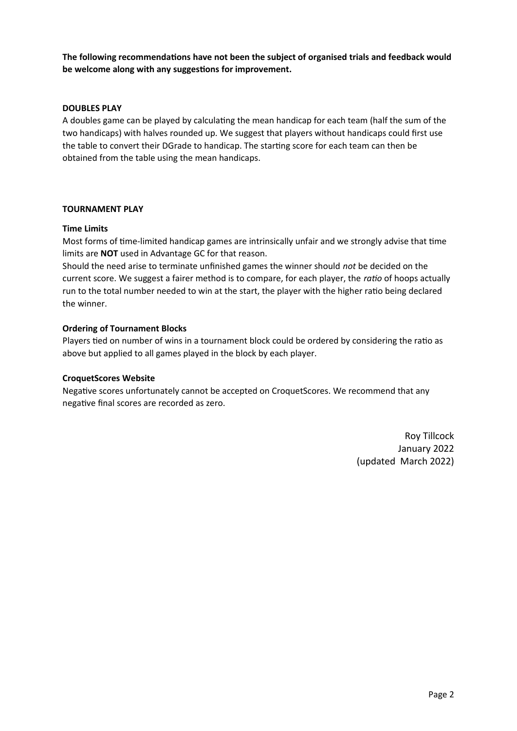**The following recommendations have not been the subject of organised trials and feedback would be welcome along with any suggestions for improvement.**

## DOUBLES PLAY

A doubles game can be played by calculating the mean handicap for each team (half the sum of the two handicaps) with halves rounded up. We suggest that players without handicaps could first use the table to convert their DGrade to handicap. The starting score for each team can then be obtained from the table using the mean handicaps.

## TOURNAMENT PLAY

### Time Limits

Most forms of time-limited handicap games are intrinsically unfair and we strongly advise that time limits are **NOT** used in Advantage GC for that reason.

Should the need arise to terminate unfinished games the winner should *not* be decided on the current score. We suggest a fairer method is to compare, for each player, the *ratio* of hoops actually run to the total number needed to win at the start, the player with the higher ratio being declared the winner.

### Ordering of Tournament Blocks

Players tied on number of wins in a tournament block could be ordered by considering the ratio as above but applied to all games played in the block by each player.

### CroquetScores Website

Negative scores unfortunately cannot be accepted on CroquetScores. We recommend that any negative final scores are recorded as zero.

Roy Tillcock
January 2022
(updated March 2022)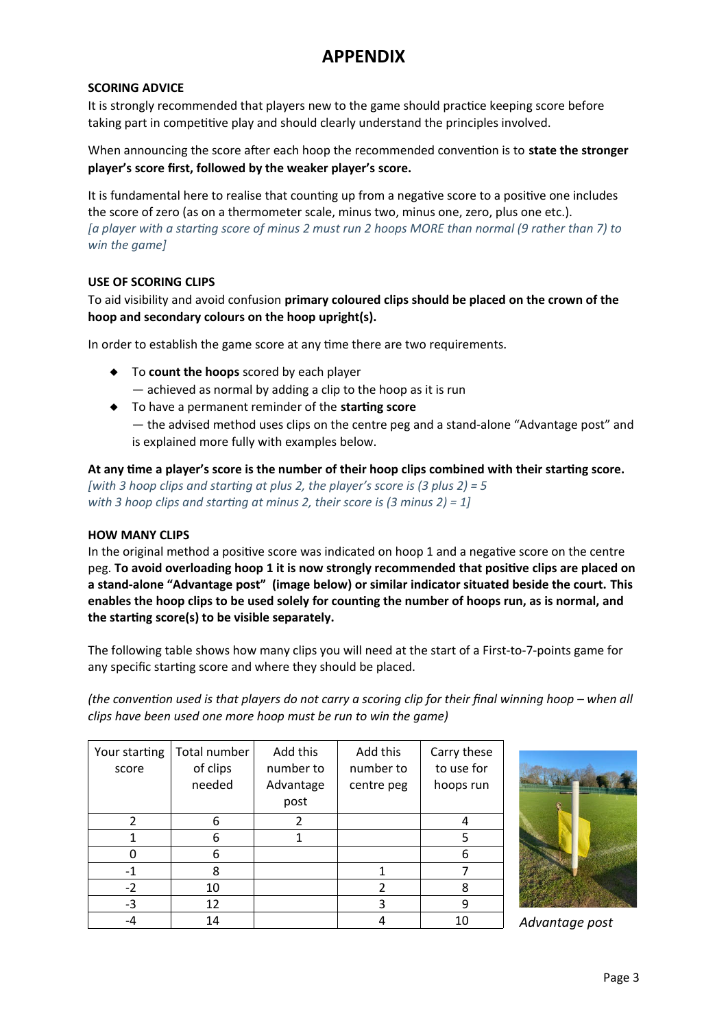# APPENDIX

**SCORING ADVICE**

It is strongly recommended that players new to the game should practice keeping score before taking part in competitive play and should clearly understand the principles involved.

When announcing the score after each hoop the recommended convention is to **state the stronger player's score first, followed by the weaker player's score.**

It is fundamental here to realise that counting up from a negative score to a positive one includes the score of zero (as on a thermometer scale, minus two, minus one, zero, plus one etc.).
*[a player with a starting score of minus 2 must run 2 hoops MORE than normal (9 rather than 7) to win the game]*

**USE OF SCORING CLIPS**

To aid visibility and avoid confusion **primary coloured clips should be placed on the crown of the hoop and secondary colours on the hoop upright(s).**

In order to establish the game score at any time there are two requirements.

- To **count the hoops** scored by each player
  — achieved as normal by adding a clip to the hoop as it is run
- To have a permanent reminder of the **starting score**
  — the advised method uses clips on the centre peg and a stand-alone "Advantage post" and is explained more fully with examples below.

**At any time a player's score is the number of their hoop clips combined with their starting score.**
*[with 3 hoop clips and starting at plus 2, the player's score is (3 plus 2) = 5*
*with 3 hoop clips and starting at minus 2, their score is (3 minus 2) = 1]*

**HOW MANY CLIPS**

In the original method a positive score was indicated on hoop 1 and a negative score on the centre peg. **To avoid overloading hoop 1 it is now strongly recommended that positive clips are placed on a stand-alone "Advantage post" (image below) or similar indicator situated beside the court. This enables the hoop clips to be used solely for counting the number of hoops run, as is normal, and the starting score(s) to be visible separately.**

The following table shows how many clips you will need at the start of a First-to-7-points game for any specific starting score and where they should be placed.

*(the convention used is that players do not carry a scoring clip for their final winning hoop – when all clips have been used one more hoop must be run to win the game)*

| Your starting score | Total number of clips needed | Add this number to Advantage post | Add this number to centre peg | Carry these to use for hoops run |
|---|---|---|---|---|
| 2 | 6 | 2 | | 4 |
| 1 | 6 | 1 | | 5 |
| 0 | 6 | | | 6 |
| -1 | 8 | | 1 | 7 |
| -2 | 10 | | 2 | 8 |
| -3 | 12 | | 3 | 9 |
| -4 | 14 | | 4 | 10 |

*Advantage post*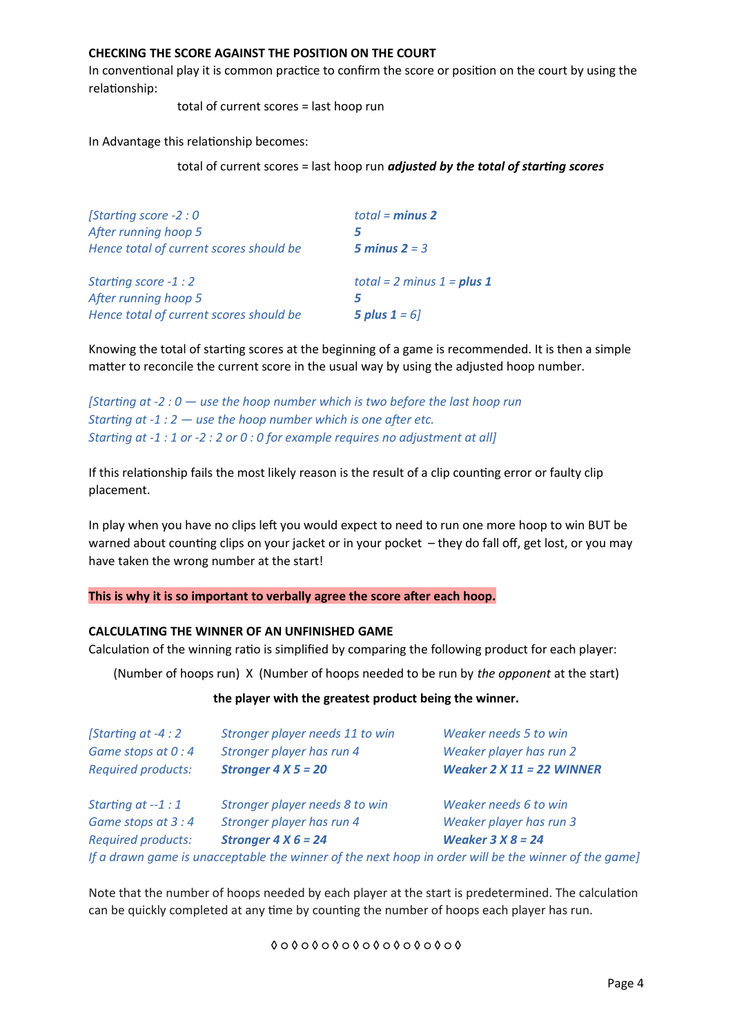**CHECKING THE SCORE AGAINST THE POSITION ON THE COURT**

In conventional play it is common practice to confirm the score or position on the court by using the relationship:

total of current scores = last hoop run

In Advantage this relationship becomes:

total of current scores = last hoop run ***adjusted by the total of starting scores***

| | |
|---|---|
| *[Starting score -2 : 0* | *total = **minus 2*** |
| *After running hoop 5* | ***5*** |
| *Hence total of current scores should be* | ***5 minus 2** = 3* |
| *Starting score -1 : 2* | *total = 2 minus 1 = **plus 1*** |
| *After running hoop 5* | ***5*** |
| *Hence total of current scores should be* | ***5 plus 1** = 6]* |

Knowing the total of starting scores at the beginning of a game is recommended. It is then a simple matter to reconcile the current score in the usual way by using the adjusted hoop number.

*[Starting at -2 : 0 — use the hoop number which is two before the last hoop run*
*Starting at -1 : 2 — use the hoop number which is one after etc.*
*Starting at -1 : 1 or -2 : 2 or 0 : 0 for example requires no adjustment at all]*

If this relationship fails the most likely reason is the result of a clip counting error or faulty clip placement.

In play when you have no clips left you would expect to need to run one more hoop to win BUT be warned about counting clips on your jacket or in your pocket – they do fall off, get lost, or you may have taken the wrong number at the start!

**This is why it is so important to verbally agree the score after each hoop.**

**CALCULATING THE WINNER OF AN UNFINISHED GAME**

Calculation of the winning ratio is simplified by comparing the following product for each player:

(Number of hoops run) X (Number of hoops needed to be run by *the opponent* at the start)

**the player with the greatest product being the winner.**

| | | |
|---|---|---|
| *[Starting at -4 : 2* | *Stronger player needs 11 to win* | *Weaker needs 5 to win* |
| *Game stops at 0 : 4* | *Stronger player has run 4* | *Weaker player has run 2* |
| *Required products:* | ***Stronger 4 X 5 = 20*** | ***Weaker 2 X 11 = 22 WINNER*** |
| *Starting at --1 : 1* | *Stronger player needs 8 to win* | *Weaker needs 6 to win* |
| *Game stops at 3 : 4* | *Stronger player has run 4* | *Weaker player has run 3* |
| *Required products:* | ***Stronger 4 X 6 = 24*** | ***Weaker 3 X 8 = 24*** |

*If a drawn game is unacceptable the winner of the next hoop in order will be the winner of the game]*

Note that the number of hoops needed by each player at the start is predetermined. The calculation can be quickly completed at any time by counting the number of hoops each player has run.

◊ ○ ◊ ○ ◊ ○ ◊ ○ ◊ ○ ◊ ○ ◊ ○ ◊ ○ ◊ ○ ◊